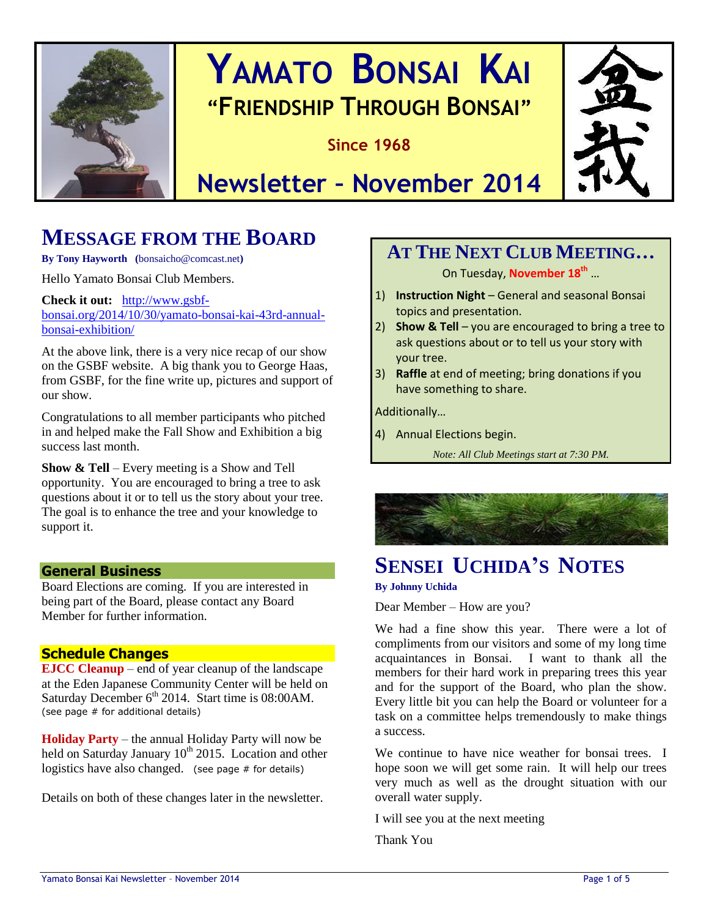# YAMATO BONSAI KAI

## "FRIENDSHIP THROUGH BONSAI"

**Since 1968**

# Newsletter – November 2014

盆栽

## MESSAGE FROM THE BOARD

**By Tony Hayworth (bonsaicho@comcast.net)**

Hello Yamato Bonsai Club Members.

**Check it out:** http://www.gsbf-bonsai.org/2014/10/30/yamato-bonsai-kai-43rd-annual-bonsai-exhibition/

At the above link, there is a very nice recap of our show on the GSBF website. A big thank you to George Haas, from GSBF, for the fine write up, pictures and support of our show.

Congratulations to all member participants who pitched in and helped make the Fall Show and Exhibition a big success last month.

**Show & Tell** – Every meeting is a Show and Tell opportunity. You are encouraged to bring a tree to ask questions about it or to tell us the story about your tree. The goal is to enhance the tree and your knowledge to support it.

### General Business

Board Elections are coming. If you are interested in being part of the Board, please contact any Board Member for further information.

### Schedule Changes

**EJCC Cleanup** – end of year cleanup of the landscape at the Eden Japanese Community Center will be held on Saturday December 6th 2014. Start time is 08:00AM. (see page # for additional details)

**Holiday Party** – the annual Holiday Party will now be held on Saturday January 10th 2015. Location and other logistics have also changed. (see page # for details)

Details on both of these changes later in the newsletter.

## AT THE NEXT CLUB MEETING…

On Tuesday, **November 18th** …

1) **Instruction Night** – General and seasonal Bonsai topics and presentation.
2) **Show & Tell** – you are encouraged to bring a tree to ask questions about or to tell us your story with your tree.
3) **Raffle** at end of meeting; bring donations if you have something to share.

Additionally…

4) Annual Elections begin.

*Note: All Club Meetings start at 7:30 PM.*

## SENSEI UCHIDA'S NOTES

**By Johnny Uchida**

Dear Member – How are you?

We had a fine show this year. There were a lot of compliments from our visitors and some of my long time acquaintances in Bonsai. I want to thank all the members for their hard work in preparing trees this year and for the support of the Board, who plan the show. Every little bit you can help the Board or volunteer for a task on a committee helps tremendously to make things a success.

We continue to have nice weather for bonsai trees. I hope soon we will get some rain. It will help our trees very much as well as the drought situation with our overall water supply.

I will see you at the next meeting

Thank You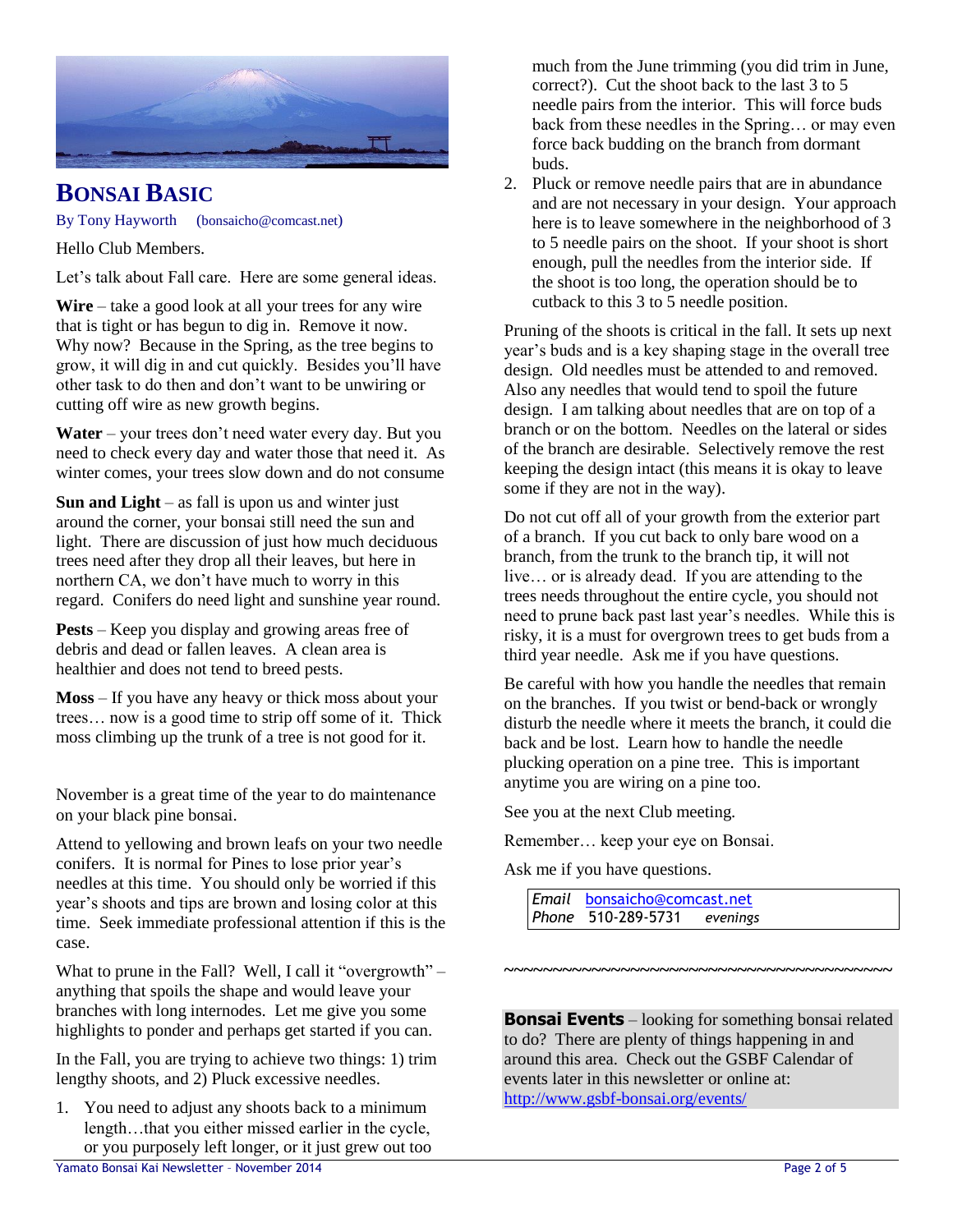# BONSAI BASIC

By Tony Hayworth (bonsaicho@comcast.net)

Hello Club Members.

Let's talk about Fall care. Here are some general ideas.

**Wire** – take a good look at all your trees for any wire that is tight or has begun to dig in. Remove it now. Why now? Because in the Spring, as the tree begins to grow, it will dig in and cut quickly. Besides you'll have other task to do then and don't want to be unwiring or cutting off wire as new growth begins.

**Water** – your trees don't need water every day. But you need to check every day and water those that need it. As winter comes, your trees slow down and do not consume

**Sun and Light** – as fall is upon us and winter just around the corner, your bonsai still need the sun and light. There are discussion of just how much deciduous trees need after they drop all their leaves, but here in northern CA, we don't have much to worry in this regard. Conifers do need light and sunshine year round.

**Pests** – Keep you display and growing areas free of debris and dead or fallen leaves. A clean area is healthier and does not tend to breed pests.

**Moss** – If you have any heavy or thick moss about your trees… now is a good time to strip off some of it. Thick moss climbing up the trunk of a tree is not good for it.

November is a great time of the year to do maintenance on your black pine bonsai.

Attend to yellowing and brown leafs on your two needle conifers. It is normal for Pines to lose prior year's needles at this time. You should only be worried if this year's shoots and tips are brown and losing color at this time. Seek immediate professional attention if this is the case.

What to prune in the Fall? Well, I call it "overgrowth" – anything that spoils the shape and would leave your branches with long internodes. Let me give you some highlights to ponder and perhaps get started if you can.

In the Fall, you are trying to achieve two things: 1) trim lengthy shoots, and 2) Pluck excessive needles.

1. You need to adjust any shoots back to a minimum length…that you either missed earlier in the cycle, or you purposely left longer, or it just grew out too much from the June trimming (you did trim in June, correct?). Cut the shoot back to the last 3 to 5 needle pairs from the interior. This will force buds back from these needles in the Spring… or may even force back budding on the branch from dormant buds.
2. Pluck or remove needle pairs that are in abundance and are not necessary in your design. Your approach here is to leave somewhere in the neighborhood of 3 to 5 needle pairs on the shoot. If your shoot is short enough, pull the needles from the interior side. If the shoot is too long, the operation should be to cutback to this 3 to 5 needle position.

Pruning of the shoots is critical in the fall. It sets up next year's buds and is a key shaping stage in the overall tree design. Old needles must be attended to and removed. Also any needles that would tend to spoil the future design. I am talking about needles that are on top of a branch or on the bottom. Needles on the lateral or sides of the branch are desirable. Selectively remove the rest keeping the design intact (this means it is okay to leave some if they are not in the way).

Do not cut off all of your growth from the exterior part of a branch. If you cut back to only bare wood on a branch, from the trunk to the branch tip, it will not live… or is already dead. If you are attending to the trees needs throughout the entire cycle, you should not need to prune back past last year's needles. While this is risky, it is a must for overgrown trees to get buds from a third year needle. Ask me if you have questions.

Be careful with how you handle the needles that remain on the branches. If you twist or bend-back or wrongly disturb the needle where it meets the branch, it could die back and be lost. Learn how to handle the needle plucking operation on a pine tree. This is important anytime you are wiring on a pine too.

See you at the next Club meeting.

Remember… keep your eye on Bonsai.

Ask me if you have questions.

| *Email* | bonsaicho@comcast.net |
|---|---|
| *Phone* | 510-289-5731 *evenings* |

~~~~~~~~~~~~~~~~~~~~~~~~~~~~~~~~~~~~~~~~~~~

**Bonsai Events** – looking for something bonsai related to do? There are plenty of things happening in and around this area. Check out the GSBF Calendar of events later in this newsletter or online at: http://www.gsbf-bonsai.org/events/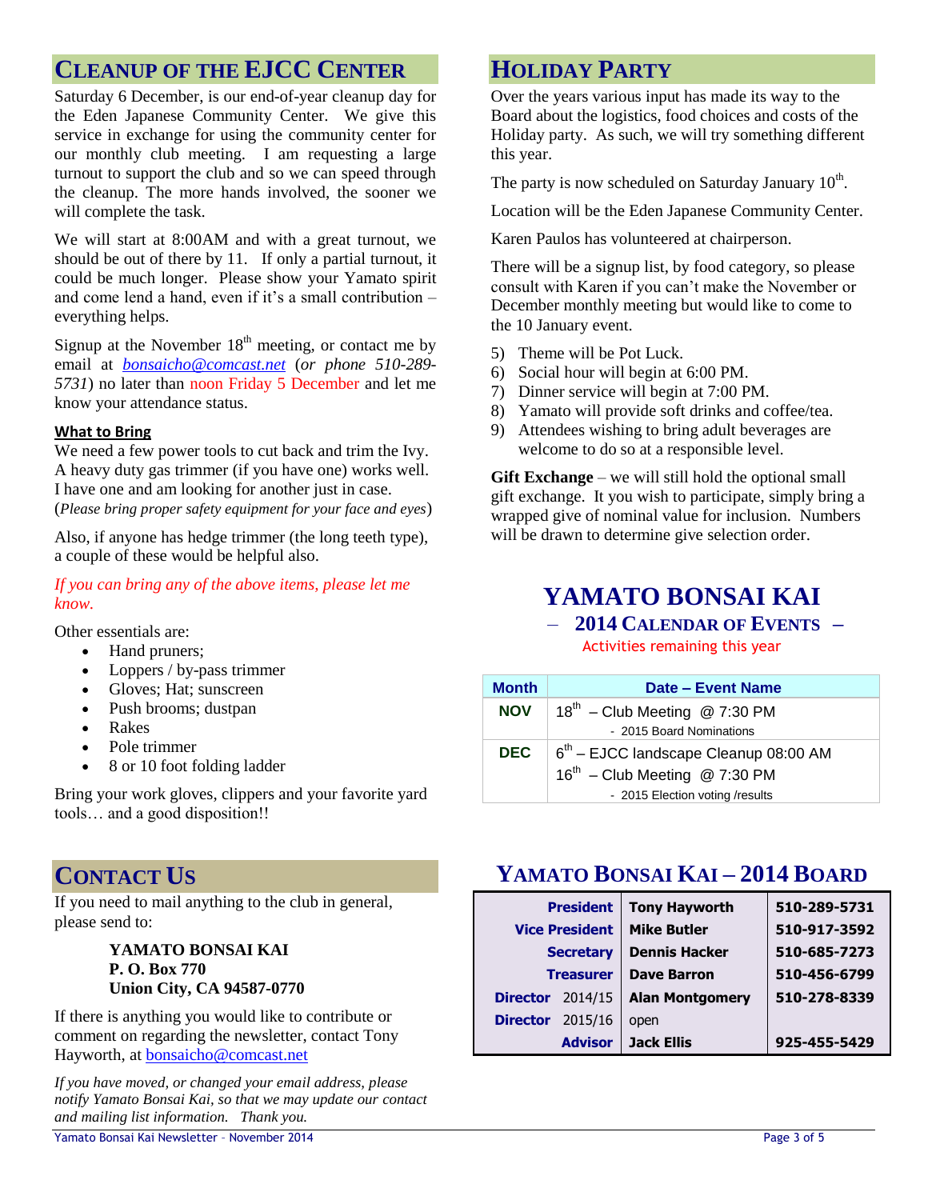## CLEANUP OF THE EJCC CENTER

Saturday 6 December, is our end-of-year cleanup day for the Eden Japanese Community Center. We give this service in exchange for using the community center for our monthly club meeting. I am requesting a large turnout to support the club and so we can speed through the cleanup. The more hands involved, the sooner we will complete the task.

We will start at 8:00AM and with a great turnout, we should be out of there by 11. If only a partial turnout, it could be much longer. Please show your Yamato spirit and come lend a hand, even if it's a small contribution – everything helps.

Signup at the November 18th meeting, or contact me by email at *bonsaicho@comcast.net* (*or phone 510-289-5731*) no later than noon Friday 5 December and let me know your attendance status.

**What to Bring**

We need a few power tools to cut back and trim the Ivy. A heavy duty gas trimmer (if you have one) works well. I have one and am looking for another just in case. (*Please bring proper safety equipment for your face and eyes*)

Also, if anyone has hedge trimmer (the long teeth type), a couple of these would be helpful also.

*If you can bring any of the above items, please let me know.*

Other essentials are:

- Hand pruners;
- Loppers / by-pass trimmer
- Gloves; Hat; sunscreen
- Push brooms; dustpan
- Rakes
- Pole trimmer
- 8 or 10 foot folding ladder

Bring your work gloves, clippers and your favorite yard tools… and a good disposition!!

## CONTACT US

If you need to mail anything to the club in general, please send to:

**YAMATO BONSAI KAI**
**P. O. Box 770**
**Union City, CA 94587-0770**

If there is anything you would like to contribute or comment on regarding the newsletter, contact Tony Hayworth, at bonsaicho@comcast.net

*If you have moved, or changed your email address, please notify Yamato Bonsai Kai, so that we may update our contact and mailing list information. Thank you.*

## HOLIDAY PARTY

Over the years various input has made its way to the Board about the logistics, food choices and costs of the Holiday party. As such, we will try something different this year.

The party is now scheduled on Saturday January 10th.

Location will be the Eden Japanese Community Center.

Karen Paulos has volunteered at chairperson.

There will be a signup list, by food category, so please consult with Karen if you can't make the November or December monthly meeting but would like to come to the 10 January event.

5) Theme will be Pot Luck.
6) Social hour will begin at 6:00 PM.
7) Dinner service will begin at 7:00 PM.
8) Yamato will provide soft drinks and coffee/tea.
9) Attendees wishing to bring adult beverages are welcome to do so at a responsible level.

**Gift Exchange** – we will still hold the optional small gift exchange. It you wish to participate, simply bring a wrapped give of nominal value for inclusion. Numbers will be drawn to determine give selection order.

## YAMATO BONSAI KAI

### – 2014 CALENDAR OF EVENTS –

Activities remaining this year

| Month | Date – Event Name |
|---|---|
| NOV | 18th – Club Meeting @ 7:30 PM<br>- 2015 Board Nominations |
| DEC | 6th – EJCC landscape Cleanup 08:00 AM<br>16th – Club Meeting @ 7:30 PM<br>- 2015 Election voting /results |

## YAMATO BONSAI KAI – 2014 BOARD

| | | |
|---|---|---|
| President | Tony Hayworth | 510-289-5731 |
| Vice President | Mike Butler | 510-917-3592 |
| Secretary | Dennis Hacker | 510-685-7273 |
| Treasurer | Dave Barron | 510-456-6799 |
| Director 2014/15 | Alan Montgomery | 510-278-8339 |
| Director 2015/16 | open | |
| Advisor | Jack Ellis | 925-455-5429 |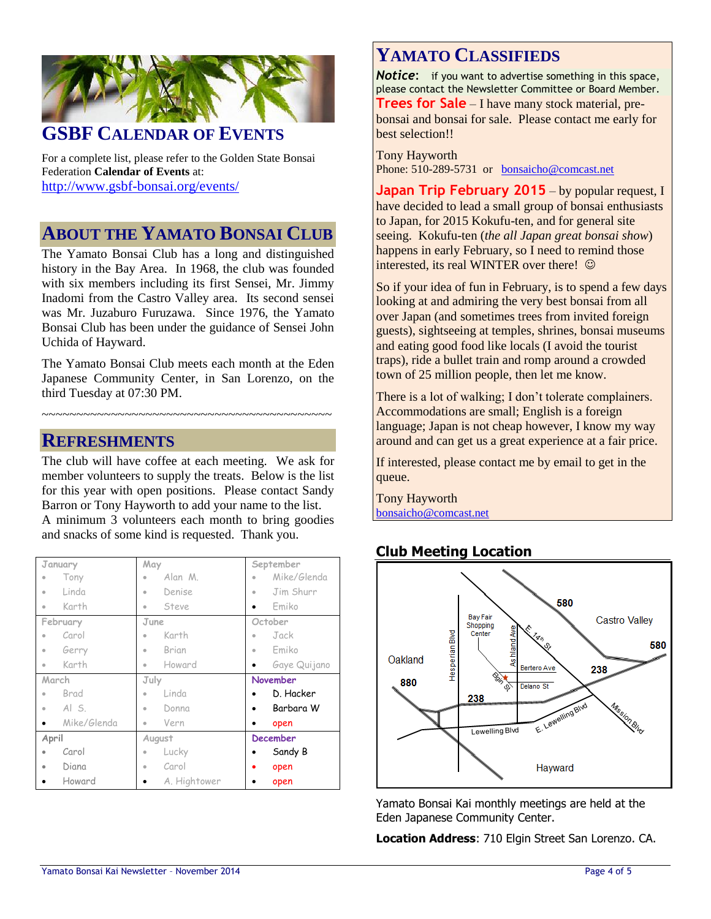## GSBF Calendar of Events

For a complete list, please refer to the Golden State Bonsai Federation **Calendar of Events** at:
http://www.gsbf-bonsai.org/events/

## About the Yamato Bonsai Club

The Yamato Bonsai Club has a long and distinguished history in the Bay Area. In 1968, the club was founded with six members including its first Sensei, Mr. Jimmy Inadomi from the Castro Valley area. Its second sensei was Mr. Juzaburo Furuzawa. Since 1976, the Yamato Bonsai Club has been under the guidance of Sensei John Uchida of Hayward.

The Yamato Bonsai Club meets each month at the Eden Japanese Community Center, in San Lorenzo, on the third Tuesday at 07:30 PM.

~~~~~~~~~~~~~~~~~~~~~~~~~~~~~~~~~~~~~~~~~~~~~

## Refreshments

The club will have coffee at each meeting. We ask for member volunteers to supply the treats. Below is the list for this year with open positions. Please contact Sandy Barron or Tony Hayworth to add your name to the list. A minimum 3 volunteers each month to bring goodies and snacks of some kind is requested. Thank you.

| January | May | September |
|---|---|---|
| • Tony | • Alan M. | • Mike/Glenda |
| • Linda | • Denise | • Jim Shurr |
| • Karth | • Steve | • Emiko |
| **February** | **June** | **October** |
| • Carol | • Karth | • Jack |
| • Gerry | • Brian | • Emiko |
| • Karth | • Howard | • Gaye Quijano |
| **March** | **July** | **November** |
| • Brad | • Linda | • D. Hacker |
| • Al S. | • Donna | • Barbara W |
| • Mike/Glenda | • Vern | • open |
| **April** | **August** | **December** |
| • Carol | • Lucky | • Sandy B |
| • Diana | • Carol | • open |
| • Howard | • A. Hightower | • open |

## Yamato Classifieds

***Notice***: if you want to advertise something in this space, please contact the Newsletter Committee or Board Member.

**Trees for Sale** – I have many stock material, pre-bonsai and bonsai for sale. Please contact me early for best selection!!

Tony Hayworth
Phone: 510-289-5731 or bonsaicho@comcast.net

**Japan Trip February 2015** – by popular request, I have decided to lead a small group of bonsai enthusiasts to Japan, for 2015 Kokufu-ten, and for general site seeing. Kokufu-ten (*the all Japan great bonsai show*) happens in early February, so I need to remind those interested, its real WINTER over there! ☺

So if your idea of fun in February, is to spend a few days looking at and admiring the very best bonsai from all over Japan (and sometimes trees from invited foreign guests), sightseeing at temples, shrines, bonsai museums and eating good food like locals (I avoid the tourist traps), ride a bullet train and romp around a crowded town of 25 million people, then let me know.

There is a lot of walking; I don't tolerate complainers. Accommodations are small; English is a foreign language; Japan is not cheap however, I know my way around and can get us a great experience at a fair price.

If interested, please contact me by email to get in the queue.

Tony Hayworth
bonsaicho@comcast.net

## Club Meeting Location

Yamato Bonsai Kai monthly meetings are held at the Eden Japanese Community Center.

**Location Address**: 710 Elgin Street San Lorenzo. CA.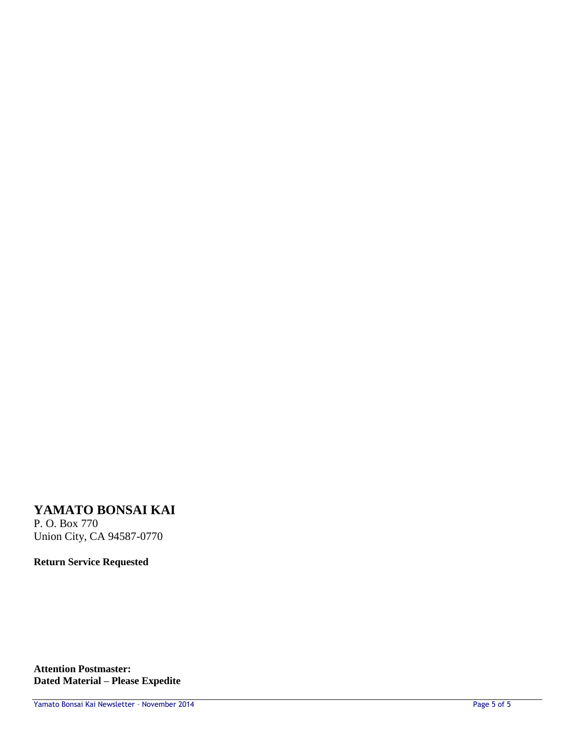**YAMATO BONSAI KAI**
P. O. Box 770
Union City, CA 94587-0770

**Return Service Requested**

**Attention Postmaster:**
**Dated Material – Please Expedite**